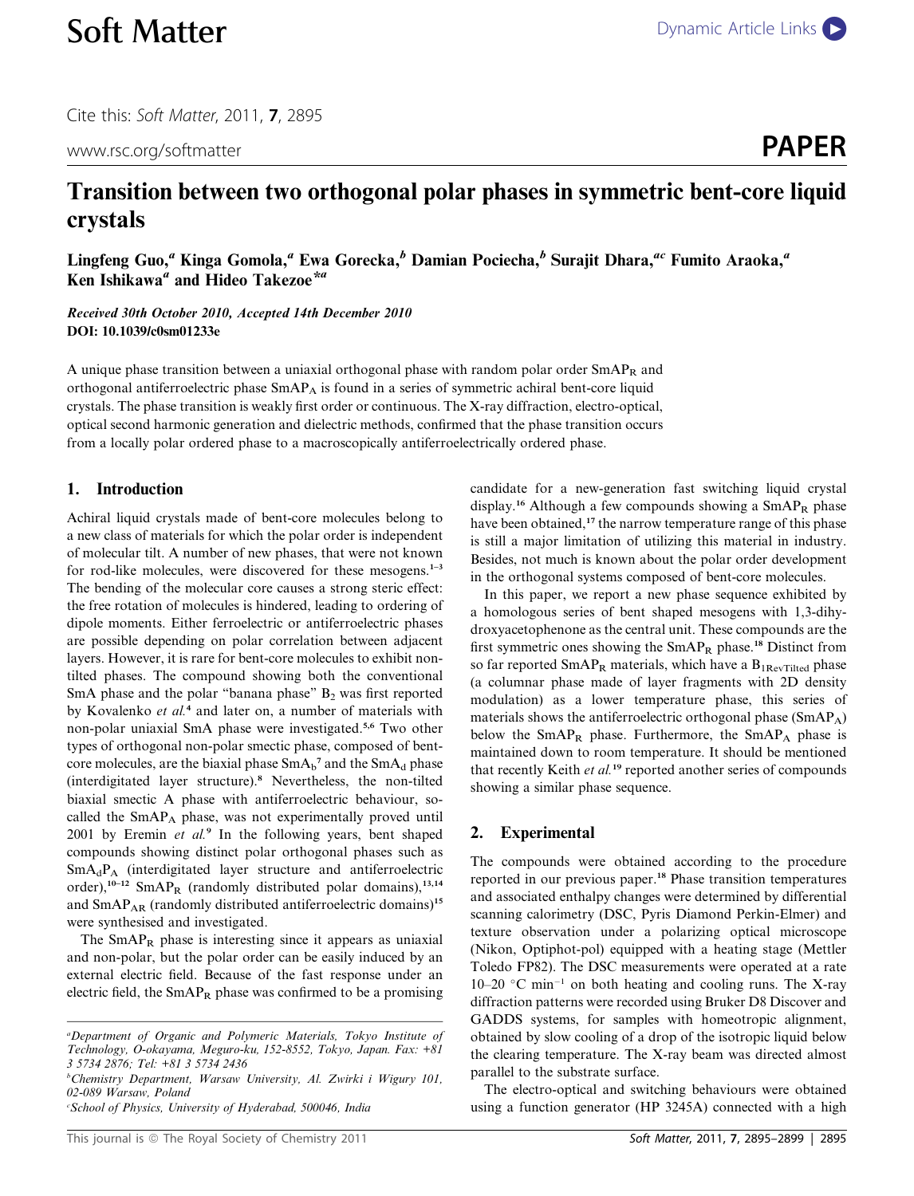# Transition between two orthogonal polar phases in symmetric bent-core liquid crystals

Lingfeng Guo,[a] Kinga Gomola,[a] Ewa Gorecka,[b] Damian Pociecha,[b] Surajit Dhara,[ac] Fumito Araoka,[a] Ken Ishikawa[a] and Hideo Takezoe*[a]

*Received 30th October 2010, Accepted 14th December 2010*
**DOI: 10.1039/c0sm01233e**

A unique phase transition between a uniaxial orthogonal phase with random polar order $SmAP_R$ and orthogonal antiferroelectric phase $SmAP_A$ is found in a series of symmetric achiral bent-core liquid crystals. The phase transition is weakly first order or continuous. The X-ray diffraction, electro-optical, optical second harmonic generation and dielectric methods, confirmed that the phase transition occurs from a locally polar ordered phase to a macroscopically antiferroelectrically ordered phase.

## 1. Introduction

Achiral liquid crystals made of bent-core molecules belong to a new class of materials for which the polar order is independent of molecular tilt. A number of new phases, that were not known for rod-like molecules, were discovered for these mesogens.[1–3] The bending of the molecular core causes a strong steric effect: the free rotation of molecules is hindered, leading to ordering of dipole moments. Either ferroelectric or antiferroelectric phases are possible depending on polar correlation between adjacent layers. However, it is rare for bent-core molecules to exhibit non-tilted phases. The compound showing both the conventional SmA phase and the polar "banana phase" $B_2$ was first reported by Kovalenko *et al.*[4] and later on, a number of materials with non-polar uniaxial SmA phase were investigated.[5,6] Two other types of orthogonal non-polar smectic phase, composed of bent-core molecules, are the biaxial phase $SmA_b$[7] and the $SmA_d$ phase (interdigitated layer structure).[8] Nevertheless, the non-tilted biaxial smectic A phase with antiferroelectric behaviour, so-called the $SmAP_A$ phase, was not experimentally proved until 2001 by Eremin *et al.*[9] In the following years, bent shaped compounds showing distinct polar orthogonal phases such as $SmA_dP_A$ (interdigitated layer structure and antiferroelectric order),[10–12] $SmAP_R$ (randomly distributed polar domains),[13,14] and $SmAP_{AR}$ (randomly distributed antiferroelectric domains)[15] were synthesised and investigated.

The $SmAP_R$ phase is interesting since it appears as uniaxial and non-polar, but the polar order can be easily induced by an external electric field. Because of the fast response under an electric field, the $SmAP_R$ phase was confirmed to be a promising candidate for a new-generation fast switching liquid crystal display.[16] Although a few compounds showing a $SmAP_R$ phase have been obtained,[17] the narrow temperature range of this phase is still a major limitation of utilizing this material in industry. Besides, not much is known about the polar order development in the orthogonal systems composed of bent-core molecules.

In this paper, we report a new phase sequence exhibited by a homologous series of bent shaped mesogens with 1,3-dihydroxyacetophenone as the central unit. These compounds are the first symmetric ones showing the $SmAP_R$ phase.[18] Distinct from so far reported $SmAP_R$ materials, which have a $B_{1RevTilted}$ phase (a columnar phase made of layer fragments with 2D density modulation) as a lower temperature phase, this series of materials shows the antiferroelectric orthogonal phase ($SmAP_A$) below the $SmAP_R$ phase. Furthermore, the $SmAP_A$ phase is maintained down to room temperature. It should be mentioned that recently Keith *et al.*[19] reported another series of compounds showing a similar phase sequence.

## 2. Experimental

The compounds were obtained according to the procedure reported in our previous paper.[18] Phase transition temperatures and associated enthalpy changes were determined by differential scanning calorimetry (DSC, Pyris Diamond Perkin-Elmer) and texture observation under a polarizing optical microscope (Nikon, Optiphot-pol) equipped with a heating stage (Mettler Toledo FP82). The DSC measurements were operated at a rate 10–20 °C min$^{-1}$ on both heating and cooling runs. The X-ray diffraction patterns were recorded using Bruker D8 Discover and GADDS systems, for samples with homeotropic alignment, obtained by slow cooling of a drop of the isotropic liquid below the clearing temperature. The X-ray beam was directed almost parallel to the substrate surface.

The electro-optical and switching behaviours were obtained using a function generator (HP 3245A) connected with a high

---

[a] Department of Organic and Polymeric Materials, Tokyo Institute of Technology, O-okayama, Meguro-ku, 152-8552, Tokyo, Japan. Fax: +81 3 5734 2876; Tel: +81 3 5734 2436
[b] Chemistry Department, Warsaw University, Al. Zwirki i Wigury 101, 02-089 Warsaw, Poland
[c] School of Physics, University of Hyderabad, 500046, India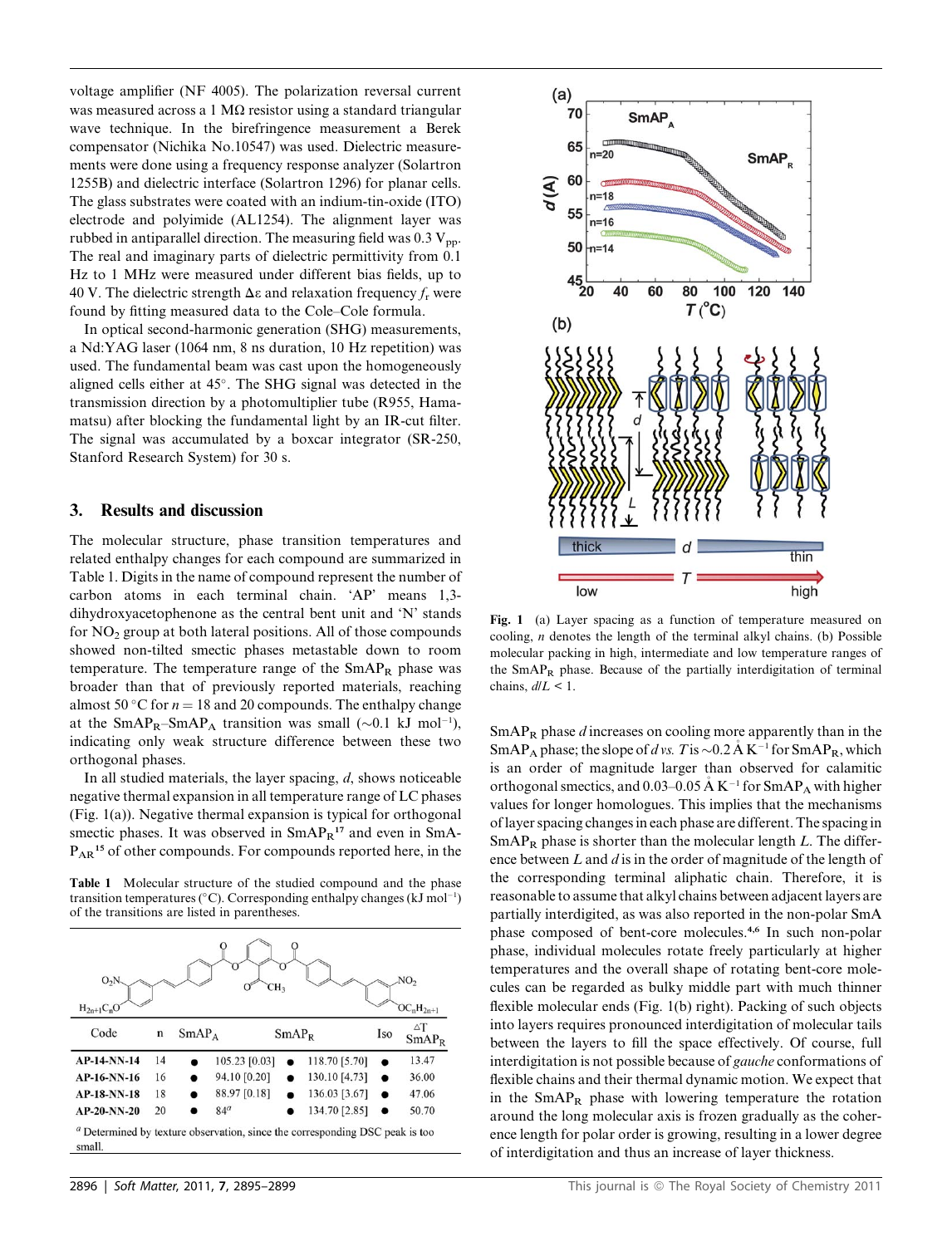voltage amplifier (NF 4005). The polarization reversal current was measured across a 1 MΩ resistor using a standard triangular wave technique. In the birefringence measurement a Berek compensator (Nichika No.10547) was used. Dielectric measurements were done using a frequency response analyzer (Solartron 1255B) and dielectric interface (Solartron 1296) for planar cells. The glass substrates were coated with an indium-tin-oxide (ITO) electrode and polyimide (AL1254). The alignment layer was rubbed in antiparallel direction. The measuring field was 0.3 $V_{pp}$. The real and imaginary parts of dielectric permittivity from 0.1 Hz to 1 MHz were measured under different bias fields, up to 40 V. The dielectric strength $\Delta\varepsilon$ and relaxation frequency $f_r$ were found by fitting measured data to the Cole–Cole formula.

In optical second-harmonic generation (SHG) measurements, a Nd:YAG laser (1064 nm, 8 ns duration, 10 Hz repetition) was used. The fundamental beam was cast upon the homogeneously aligned cells either at 45°. The SHG signal was detected in the transmission direction by a photomultiplier tube (R955, Hamamatsu) after blocking the fundamental light by an IR-cut filter. The signal was accumulated by a boxcar integrator (SR-250, Stanford Research System) for 30 s.

## 3. Results and discussion

The molecular structure, phase transition temperatures and related enthalpy changes for each compound are summarized in Table 1. Digits in the name of compound represent the number of carbon atoms in each terminal chain. 'AP' means 1,3-dihydroxyacetophenone as the central bent unit and 'N' stands for $NO_2$ group at both lateral positions. All of those compounds showed non-tilted smectic phases metastable down to room temperature. The temperature range of the $SmAP_R$ phase was broader than that of previously reported materials, reaching almost 50 °C for $n = 18$ and 20 compounds. The enthalpy change at the $SmAP_R$–$SmAP_A$ transition was small (~0.1 kJ mol$^{-1}$), indicating only weak structure difference between these two orthogonal phases.

In all studied materials, the layer spacing, $d$, shows noticeable negative thermal expansion in all temperature range of LC phases (Fig. 1(a)). Negative thermal expansion is typical for orthogonal smectic phases. It was observed in $SmAP_R$[17] and even in $SmAP_{AR}$[15] of other compounds. For compounds reported here, in the $SmAP_R$ phase $d$ increases on cooling more apparently than in the $SmAP_A$ phase; the slope of $d$ *vs.* $T$ is ~0.2 Å K$^{-1}$ for $SmAP_R$, which is an order of magnitude larger than observed for calamitic orthogonal smectics, and 0.03–0.05 Å K$^{-1}$ for $SmAP_A$ with higher values for longer homologues. This implies that the mechanisms of layer spacing changes in each phase are different. The spacing in $SmAP_R$ phase is shorter than the molecular length $L$. The difference between $L$ and $d$ is in the order of magnitude of the length of the corresponding terminal aliphatic chain. Therefore, it is reasonable to assume that alkyl chains between adjacent layers are partially interdigited, as was also reported in the non-polar SmA phase composed of bent-core molecules.[4,6] In such non-polar phase, individual molecules rotate freely particularly at higher temperatures and the overall shape of rotating bent-core molecules can be regarded as bulky middle part with much thinner flexible molecular ends (Fig. 1(b) right). Packing of such objects into layers requires pronounced interdigitation of molecular tails between the layers to fill the space effectively. Of course, full interdigitation is not possible because of *gauche* conformations of flexible chains and their thermal dynamic motion. We expect that in the $SmAP_R$ phase with lowering temperature the rotation around the long molecular axis is frozen gradually as the coherence length for polar order is growing, resulting in a lower degree of interdigitation and thus an increase of layer thickness.

**Table 1** Molecular structure of the studied compound and the phase transition temperatures (°C). Corresponding enthalpy changes (kJ mol$^{-1}$) of the transitions are listed in parentheses.

| Code | n | $SmAP_A$ | | $SmAP_R$ | | Iso | $\Delta T$ $SmAP_R$ |
|---|---|---|---|---|---|---|---|
| AP-14-NN-14 | 14 | ● | 105.23 [0.03] | ● | 118.70 [5.70] | ● | 13.47 |
| AP-16-NN-16 | 16 | ● | 94.10 [0.20] | ● | 130.10 [4.73] | ● | 36.00 |
| AP-18-NN-18 | 18 | ● | 88.97 [0.18] | ● | 136.03 [3.67] | ● | 47.06 |
| AP-20-NN-20 | 20 | ● | 84$^a$ | ● | 134.70 [2.85] | ● | 50.70 |

$^a$ Determined by texture observation, since the corresponding DSC peak is too small.

**Fig. 1** (a) Layer spacing as a function of temperature measured on cooling, $n$ denotes the length of the terminal alkyl chains. (b) Possible molecular packing in high, intermediate and low temperature ranges of the $SmAP_R$ phase. Because of the partially interdigitation of terminal chains, $d/L < 1$.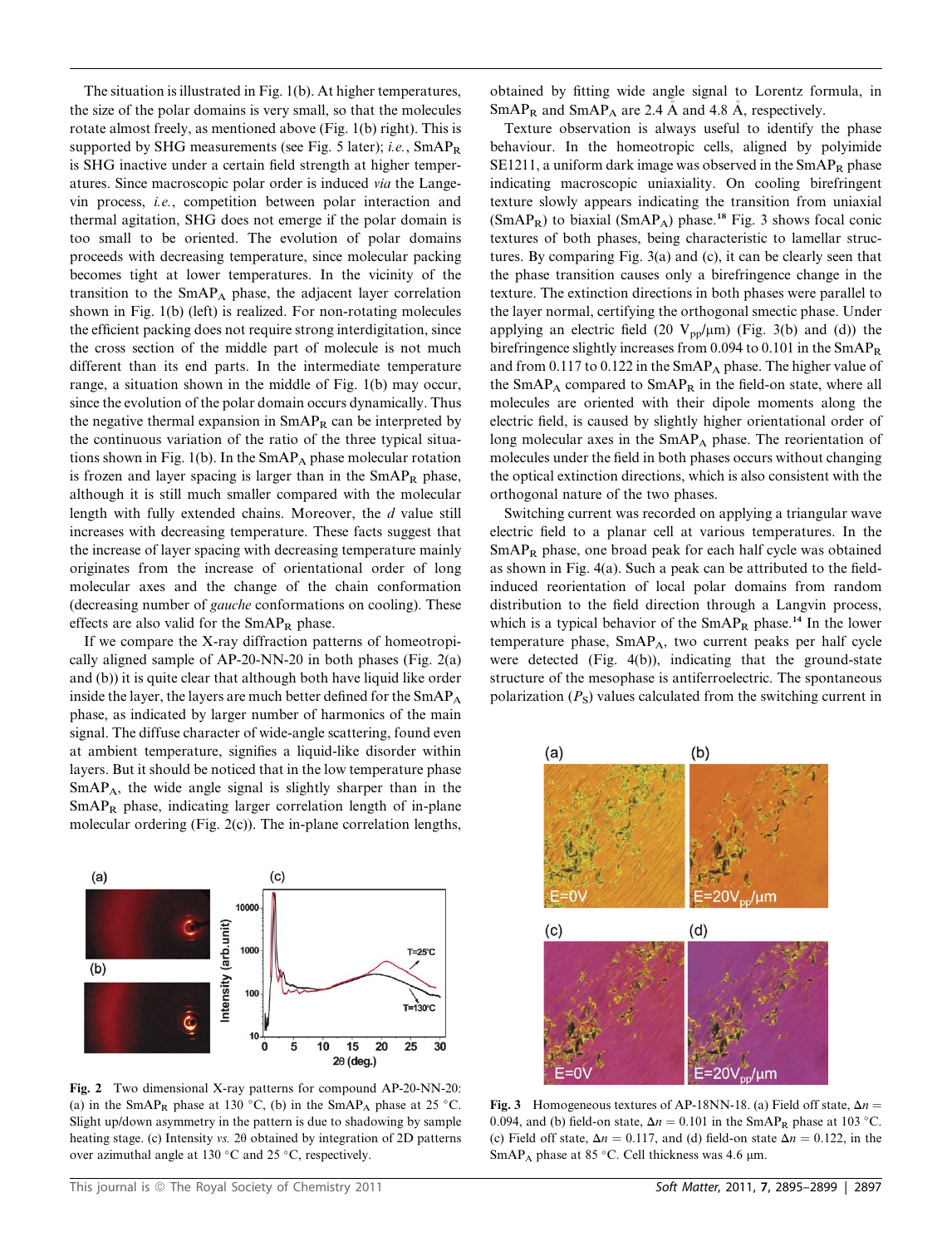The situation is illustrated in Fig. 1(b). At higher temperatures, the size of the polar domains is very small, so that the molecules rotate almost freely, as mentioned above (Fig. 1(b) right). This is supported by SHG measurements (see Fig. 5 later); *i.e.*, $SmAP_R$ is SHG inactive under a certain field strength at higher temperatures. Since macroscopic polar order is induced *via* the Langevin process, *i.e.*, competition between polar interaction and thermal agitation, SHG does not emerge if the polar domain is too small to be oriented. The evolution of polar domains proceeds with decreasing temperature, since molecular packing becomes tight at lower temperatures. In the vicinity of the transition to the $SmAP_A$ phase, the adjacent layer correlation shown in Fig. 1(b) (left) is realized. For non-rotating molecules the efficient packing does not require strong interdigitation, since the cross section of the middle part of molecule is not much different than its end parts. In the intermediate temperature range, a situation shown in the middle of Fig. 1(b) may occur, since the evolution of the polar domain occurs dynamically. Thus the negative thermal expansion in $SmAP_R$ can be interpreted by the continuous variation of the ratio of the three typical situations shown in Fig. 1(b). In the $SmAP_A$ phase molecular rotation is frozen and layer spacing is larger than in the $SmAP_R$ phase, although it is still much smaller compared with the molecular length with fully extended chains. Moreover, the $d$ value still increases with decreasing temperature. These facts suggest that the increase of layer spacing with decreasing temperature mainly originates from the increase of orientational order of long molecular axes and the change of the chain conformation (decreasing number of *gauche* conformations on cooling). These effects are also valid for the $SmAP_R$ phase.

If we compare the X-ray diffraction patterns of homeotropically aligned sample of AP-20-NN-20 in both phases (Fig. 2(a) and (b)) it is quite clear that although both have liquid like order inside the layer, the layers are much better defined for the $SmAP_A$ phase, as indicated by larger number of harmonics of the main signal. The diffuse character of wide-angle scattering, found even at ambient temperature, signifies a liquid-like disorder within layers. But it should be noticed that in the low temperature phase $SmAP_A$, the wide angle signal is slightly sharper than in the $SmAP_R$ phase, indicating larger correlation length of in-plane molecular ordering (Fig. 2(c)). The in-plane correlation lengths, obtained by fitting wide angle signal to Lorentz formula, in $SmAP_R$ and $SmAP_A$ are 2.4 Å and 4.8 Å, respectively.

Fig. 2 Two dimensional X-ray patterns for compound AP-20-NN-20: (a) in the $SmAP_R$ phase at 130 °C, (b) in the $SmAP_A$ phase at 25 °C. Slight up/down asymmetry in the pattern is due to shadowing by sample heating stage. (c) Intensity *vs.* 2θ obtained by integration of 2D patterns over azimuthal angle at 130 °C and 25 °C, respectively.

Texture observation is always useful to identify the phase behaviour. In the homeotropic cells, aligned by polyimide SE1211, a uniform dark image was observed in the $SmAP_R$ phase indicating macroscopic uniaxiality. On cooling birefringent texture slowly appears indicating the transition from uniaxial ($SmAP_R$) to biaxial ($SmAP_A$) phase.[18] Fig. 3 shows focal conic textures of both phases, being characteristic to lamellar structures. By comparing Fig. 3(a) and (c), it can be clearly seen that the phase transition causes only a birefringence change in the texture. The extinction directions in both phases were parallel to the layer normal, certifying the orthogonal smectic phase. Under applying an electric field (20 $V_{pp}/\mu m$) (Fig. 3(b) and (d)) the birefringence slightly increases from 0.094 to 0.101 in the $SmAP_R$ and from 0.117 to 0.122 in the $SmAP_A$ phase. The higher value of the $SmAP_A$ compared to $SmAP_R$ in the field-on state, where all molecules are oriented with their dipole moments along the electric field, is caused by slightly higher orientational order of long molecular axes in the $SmAP_A$ phase. The reorientation of molecules under the field in both phases occurs without changing the optical extinction directions, which is also consistent with the orthogonal nature of the two phases.

Switching current was recorded on applying a triangular wave electric field to a planar cell at various temperatures. In the $SmAP_R$ phase, one broad peak for each half cycle was obtained as shown in Fig. 4(a). Such a peak can be attributed to the field-induced reorientation of local polar domains from random distribution to the field direction through a Langvin process, which is a typical behavior of the $SmAP_R$ phase.[14] In the lower temperature phase, $SmAP_A$, two current peaks per half cycle were detected (Fig. 4(b)), indicating that the ground-state structure of the mesophase is antiferroelectric. The spontaneous polarization ($P_S$) values calculated from the switching current in

Fig. 3 Homogeneous textures of AP-18NN-18. (a) Field off state, $\Delta n$ = 0.094, and (b) field-on state, $\Delta n$ = 0.101 in the $SmAP_R$ phase at 103 °C. (c) Field off state, $\Delta n$ = 0.117, and (d) field-on state $\Delta n$ = 0.122, in the $SmAP_A$ phase at 85 °C. Cell thickness was 4.6 μm.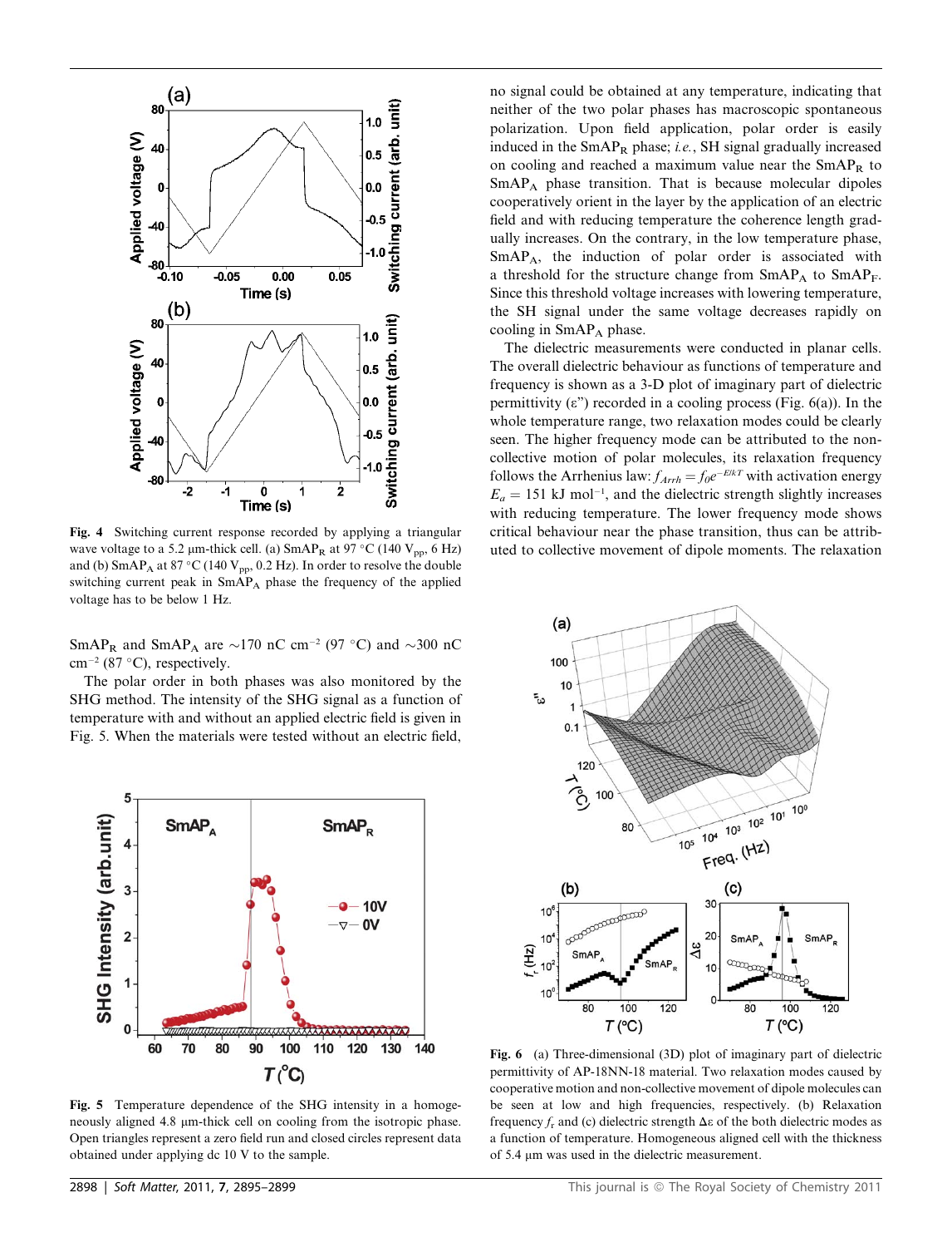Fig. 4 Switching current response recorded by applying a triangular wave voltage to a 5.2 μm-thick cell. (a) $SmAP_R$ at 97 °C (140 $V_{pp}$, 6 Hz) and (b) $SmAP_A$ at 87 °C (140 $V_{pp}$, 0.2 Hz). In order to resolve the double switching current peak in $SmAP_A$ phase the frequency of the applied voltage has to be below 1 Hz.

$SmAP_R$ and $SmAP_A$ are ~170 nC cm$^{-2}$ (97 °C) and ~300 nC cm$^{-2}$ (87 °C), respectively.

The polar order in both phases was also monitored by the SHG method. The intensity of the SHG signal as a function of temperature with and without an applied electric field is given in Fig. 5. When the materials were tested without an electric field, no signal could be obtained at any temperature, indicating that neither of the two polar phases has macroscopic spontaneous polarization. Upon field application, polar order is easily induced in the $SmAP_R$ phase; *i.e.*, SH signal gradually increased on cooling and reached a maximum value near the $SmAP_R$ to $SmAP_A$ phase transition. That is because molecular dipoles cooperatively orient in the layer by the application of an electric field and with reducing temperature the coherence length gradually increases. On the contrary, in the low temperature phase, $SmAP_A$, the induction of polar order is associated with a threshold for the structure change from $SmAP_A$ to $SmAP_F$. Since this threshold voltage increases with lowering temperature, the SH signal under the same voltage decreases rapidly on cooling in $SmAP_A$ phase.

Fig. 5 Temperature dependence of the SHG intensity in a homogeneously aligned 4.8 μm-thick cell on cooling from the isotropic phase. Open triangles represent a zero field run and closed circles represent data obtained under applying dc 10 V to the sample.

The dielectric measurements were conducted in planar cells. The overall dielectric behaviour as functions of temperature and frequency is shown as a 3-D plot of imaginary part of dielectric permittivity (ε") recorded in a cooling process (Fig. 6(a)). In the whole temperature range, two relaxation modes could be clearly seen. The higher frequency mode can be attributed to the non-collective motion of polar molecules, its relaxation frequency follows the Arrhenius law: $f_{Arrh} = f_0 e^{-E/kT}$ with activation energy $E_a$ = 151 kJ mol$^{-1}$, and the dielectric strength slightly increases with reducing temperature. The lower frequency mode shows critical behaviour near the phase transition, thus can be attributed to collective movement of dipole moments. The relaxation

Fig. 6 (a) Three-dimensional (3D) plot of imaginary part of dielectric permittivity of AP-18NN-18 material. Two relaxation modes caused by cooperative motion and non-collective movement of dipole molecules can be seen at low and high frequencies, respectively. (b) Relaxation frequency $f_r$ and (c) dielectric strength Δε of the both dielectric modes as a function of temperature. Homogeneous aligned cell with the thickness of 5.4 μm was used in the dielectric measurement.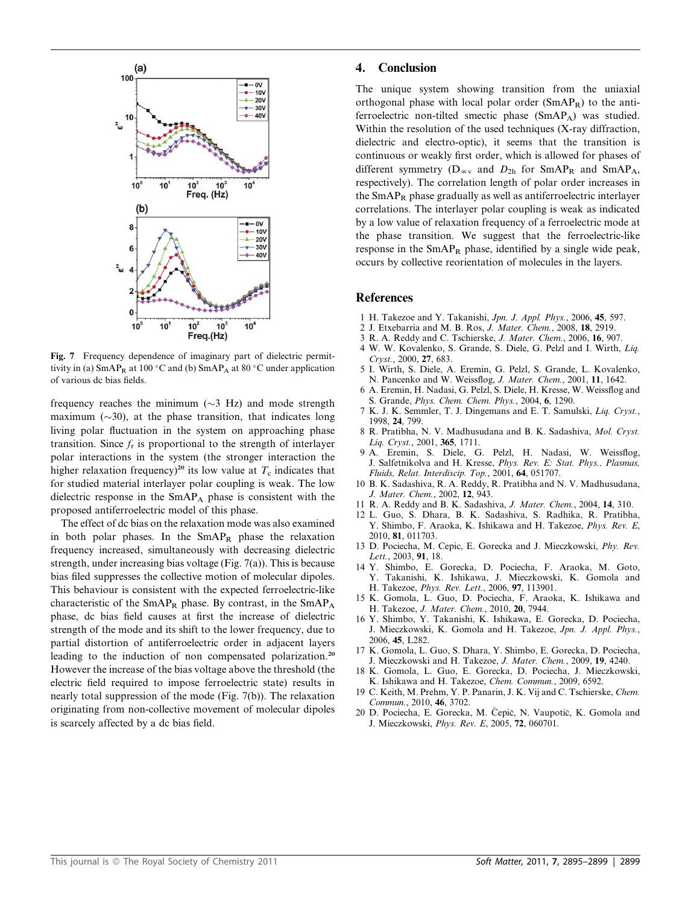(a)

100

10

1

ε''

$10^0$ $10^1$ $10^2$ $10^3$ $10^4$

Freq. (Hz)

0V
10V
20V
30V
40V

(b)

8

6

4

2

0

ε''

$10^0$ $10^1$ $10^2$ $10^3$ $10^4$

Freq.(Hz)

0V
10V
20V
30V
40V

**Fig. 7** Frequency dependence of imaginary part of dielectric permittivity in (a) $SmAP_R$ at 100 °C and (b) $SmAP_A$ at 80 °C under application of various dc bias fields.

frequency reaches the minimum (~3 Hz) and mode strength maximum (~30), at the phase transition, that indicates long living polar fluctuation in the system on approaching phase transition. Since $f_r$ is proportional to the strength of interlayer polar interactions in the system (the stronger interaction the higher relaxation frequency)[20] its low value at $T_c$ indicates that for studied material interlayer polar coupling is weak. The low dielectric response in the $SmAP_A$ phase is consistent with the proposed antiferroelectric model of this phase.

The effect of dc bias on the relaxation mode was also examined in both polar phases. In the $SmAP_R$ phase the relaxation frequency increased, simultaneously with decreasing dielectric strength, under increasing bias voltage (Fig. 7(a)). This is because bias filed suppresses the collective motion of molecular dipoles. This behaviour is consistent with the expected ferroelectric-like characteristic of the $SmAP_R$ phase. By contrast, in the $SmAP_A$ phase, dc bias field causes at first the increase of dielectric strength of the mode and its shift to the lower frequency, due to partial distortion of antiferroelectric order in adjacent layers leading to the induction of non compensated polarization.[20] However the increase of the bias voltage above the threshold (the electric field required to impose ferroelectric state) results in nearly total suppression of the mode (Fig. 7(b)). The relaxation originating from non-collective movement of molecular dipoles is scarcely affected by a dc bias field.

## 4. Conclusion

The unique system showing transition from the uniaxial orthogonal phase with local polar order ($SmAP_R$) to the anti-ferroelectric non-tilted smectic phase ($SmAP_A$) was studied. Within the resolution of the used techniques (X-ray diffraction, dielectric and electro-optic), it seems that the transition is continuous or weakly first order, which is allowed for phases of different symmetry ($D_{\infty v}$ and $D_{2h}$ for $SmAP_R$ and $SmAP_A$, respectively). The correlation length of polar order increases in the $SmAP_R$ phase gradually as well as antiferroelectric interlayer correlations. The interlayer polar coupling is weak as indicated by a low value of relaxation frequency of a ferroelectric mode at the phase transition. We suggest that the ferroelectric-like response in the $SmAP_R$ phase, identified by a single wide peak, occurs by collective reorientation of molecules in the layers.

## References

1 H. Takezoe and Y. Takanishi, *Jpn. J. Appl. Phys.*, 2006, **45**, 597.
2 J. Etxebarria and M. B. Ros, *J. Mater. Chem.*, 2008, **18**, 2919.
3 R. A. Reddy and C. Tschierske, *J. Mater. Chem.*, 2006, **16**, 907.
4 W. W. Kovalenko, S. Grande, S. Diele, G. Pelzl and I. Wirth, *Liq. Cryst.*, 2000, **27**, 683.
5 I. Wirth, S. Diele, A. Eremin, G. Pelzl, S. Grande, L. Kovalenko, N. Pancenko and W. Weissflog, *J. Mater. Chem.*, 2001, **11**, 1642.
6 A. Eremin, H. Nadasi, G. Pelzl, S. Diele, H. Kresse, W. Weissflog and S. Grande, *Phys. Chem. Chem. Phys.*, 2004, **6**, 1290.
7 K. J. K. Semmler, T. J. Dingemans and E. T. Samulski, *Liq. Cryst.*, 1998, **24**, 799.
8 R. Pratibha, N. V. Madhusudana and B. K. Sadashiva, *Mol. Cryst. Liq. Cryst.*, 2001, **365**, 1711.
9 A. Eremin, S. Diele, G. Pelzl, H. Nadasi, W. Weissflog, J. Salfetnikolva and H. Kresse, *Phys. Rev. E: Stat. Phys., Plasmas, Fluids, Relat. Interdiscip. Top.*, 2001, **64**, 051707.
10 B. K. Sadashiva, R. A. Reddy, R. Pratibha and N. V. Madhusudana, *J. Mater. Chem.*, 2002, **12**, 943.
11 R. A. Reddy and B. K. Sadashiva, *J. Mater. Chem.*, 2004, **14**, 310.
12 L. Guo, S. Dhara, B. K. Sadashiva, S. Radhika, R. Pratibha, Y. Shimbo, F. Araoka, K. Ishikawa and H. Takezoe, *Phys. Rev. E*, 2010, **81**, 011703.
13 D. Pociecha, M. Cepic, E. Gorecka and J. Mieczkowski, *Phy. Rev. Lett.*, 2003, **91**, 18.
14 Y. Shimbo, E. Gorecka, D. Pociecha, F. Araoka, M. Goto, Y. Takanishi, K. Ishikawa, J. Mieczkowski, K. Gomola and H. Takezoe, *Phys. Rev. Lett.*, 2006, **97**, 113901.
15 K. Gomola, L. Guo, D. Pociecha, F. Araoka, K. Ishikawa and H. Takezoe, *J. Mater. Chem.*, 2010, **20**, 7944.
16 Y. Shimbo, Y. Takanishi, K. Ishikawa, E. Gorecka, D. Pociecha, J. Mieczkowski, K. Gomola and H. Takezoe, *Jpn. J. Appl. Phys.*, 2006, **45**, L282.
17 K. Gomola, L. Guo, S. Dhara, Y. Shimbo, E. Gorecka, D. Pociecha, J. Mieczkowski and H. Takezoe, *J. Mater. Chem.*, 2009, **19**, 4240.
18 K. Gomola, L. Guo, E. Gorecka, D. Pociecha, J. Mieczkowski, K. Ishikawa and H. Takezoe, *Chem. Commun.*, 2009, 6592.
19 C. Keith, M. Prehm, Y. P. Panarin, J. K. Vij and C. Tschierske, *Chem. Commun.*, 2010, **46**, 3702.
20 D. Pociecha, E. Gorecka, M. Čepič, N. Vaupotič, K. Gomola and J. Mieczkowski, *Phys. Rev. E*, 2005, **72**, 060701.